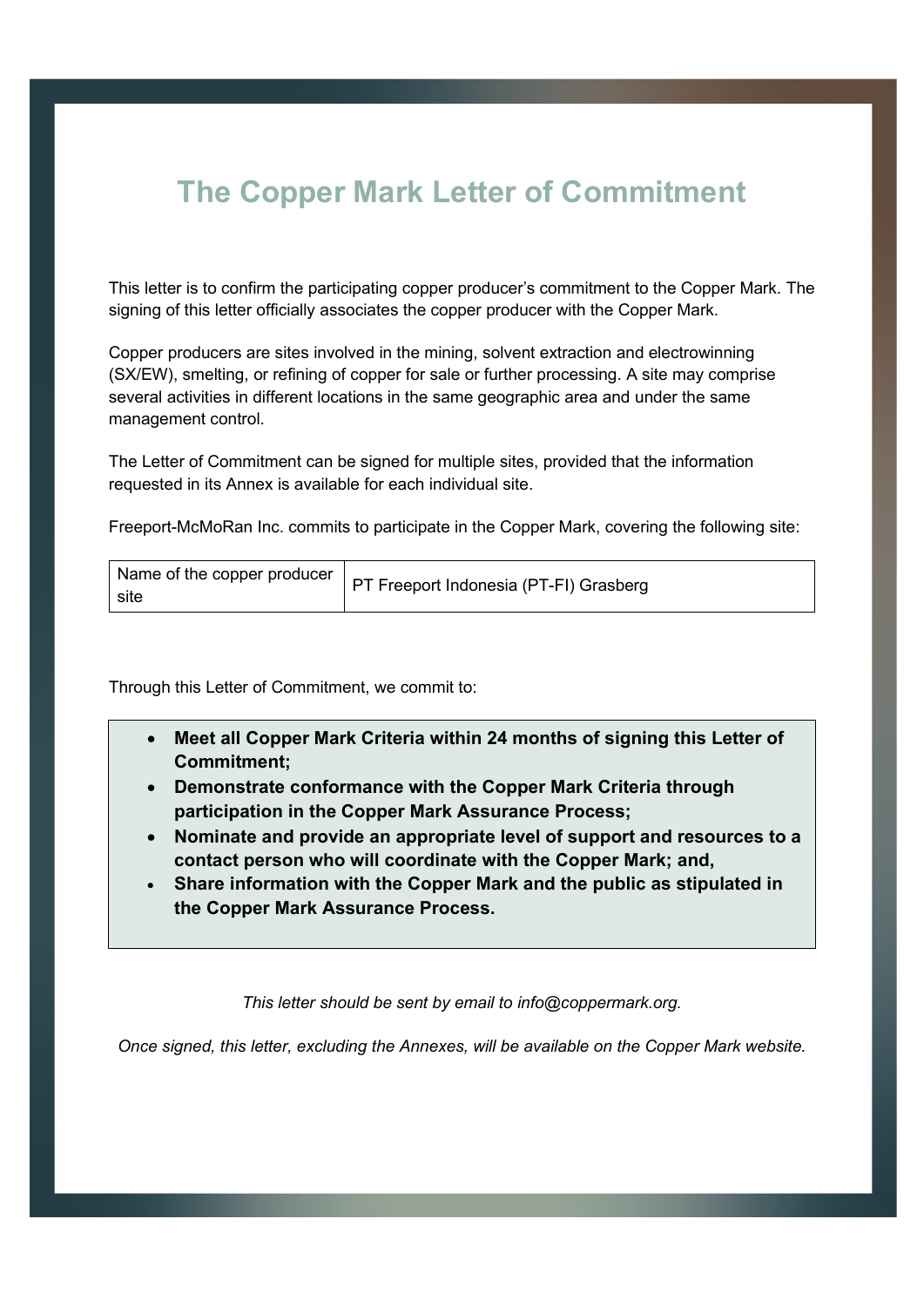# The Copper Mark Letter of Commitment

This letter is to confirm the participating copper producer's commitment to the Copper Mark. The signing of this letter officially associates the copper producer with the Copper Mark.

Copper producers are sites involved in the mining, solvent extraction and electrowinning (SX/EW), smelting, or refining of copper for sale or further processing. A site may comprise several activities in different locations in the same geographic area and under the same management control.

The Letter of Commitment can be signed for multiple sites, provided that the information requested in its Annex is available for each individual site.

Freeport-McMoRan Inc. commits to participate in the Copper Mark, covering the following site:

| Name of the copper producer site | PT Freeport Indonesia (PT-FI) Grasberg |
|---|---|

Through this Letter of Commitment, we commit to:

- **Meet all Copper Mark Criteria within 24 months of signing this Letter of Commitment;**
- **Demonstrate conformance with the Copper Mark Criteria through participation in the Copper Mark Assurance Process;**
- **Nominate and provide an appropriate level of support and resources to a contact person who will coordinate with the Copper Mark; and,**
- **Share information with the Copper Mark and the public as stipulated in the Copper Mark Assurance Process.**

*This letter should be sent by email to info@coppermark.org.*

*Once signed, this letter, excluding the Annexes, will be available on the Copper Mark website.*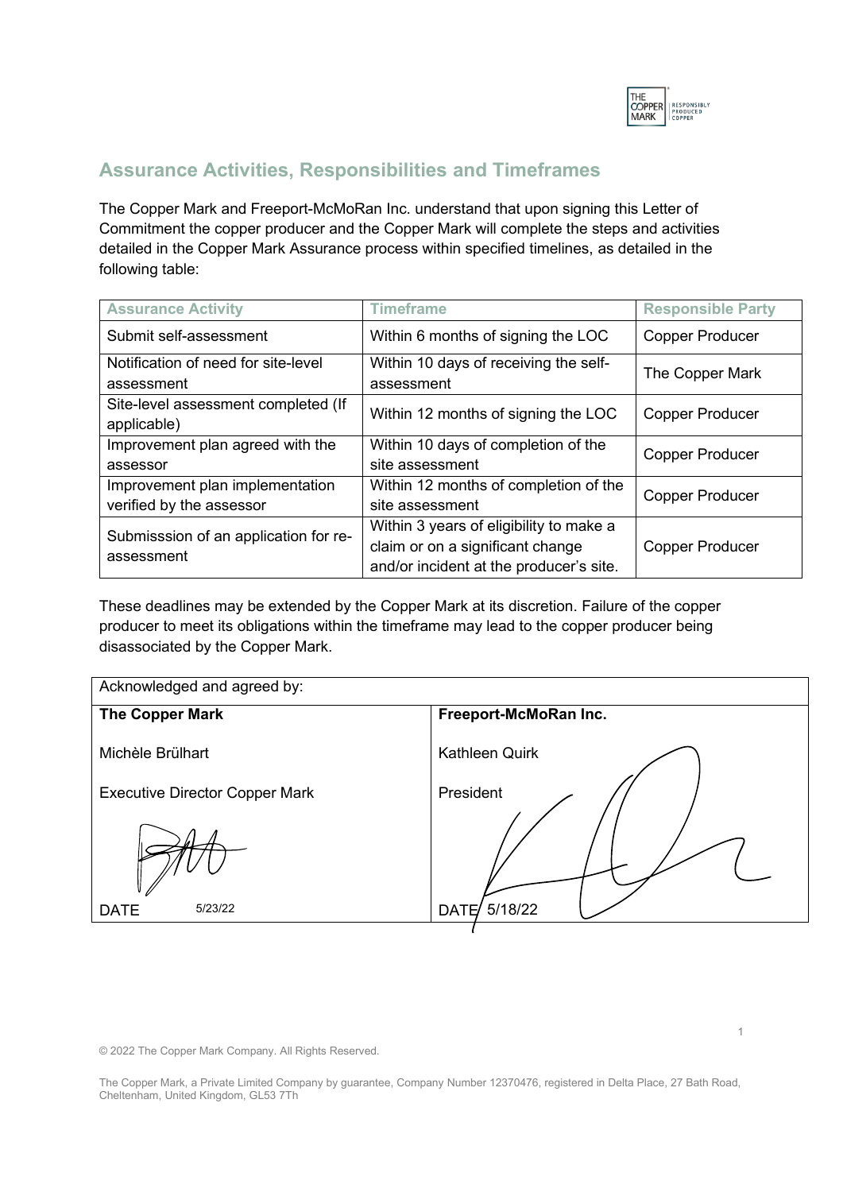## Assurance Activities, Responsibilities and Timeframes

The Copper Mark and Freeport-McMoRan Inc. understand that upon signing this Letter of Commitment the copper producer and the Copper Mark will complete the steps and activities detailed in the Copper Mark Assurance process within specified timelines, as detailed in the following table:

| Assurance Activity | Timeframe | Responsible Party |
|---|---|---|
| Submit self-assessment | Within 6 months of signing the LOC | Copper Producer |
| Notification of need for site-level assessment | Within 10 days of receiving the self-assessment | The Copper Mark |
| Site-level assessment completed (If applicable) | Within 12 months of signing the LOC | Copper Producer |
| Improvement plan agreed with the assessor | Within 10 days of completion of the site assessment | Copper Producer |
| Improvement plan implementation verified by the assessor | Within 12 months of completion of the site assessment | Copper Producer |
| Submisssion of an application for re-assessment | Within 3 years of eligibility to make a claim or on a significant change and/or incident at the producer's site. | Copper Producer |

These deadlines may be extended by the Copper Mark at its discretion. Failure of the copper producer to meet its obligations within the timeframe may lead to the copper producer being disassociated by the Copper Mark.

| Acknowledged and agreed by: | |
|---|---|
| **The Copper Mark** | **Freeport-McMoRan Inc.** |
| Michèle Brülhart | Kathleen Quirk |
| Executive Director Copper Mark | President |
| DATE 5/23/22 | DATE 5/18/22 |

© 2022 The Copper Mark Company. All Rights Reserved.

The Copper Mark, a Private Limited Company by guarantee, Company Number 12370476, registered in Delta Place, 27 Bath Road, Cheltenham, United Kingdom, GL53 7Th